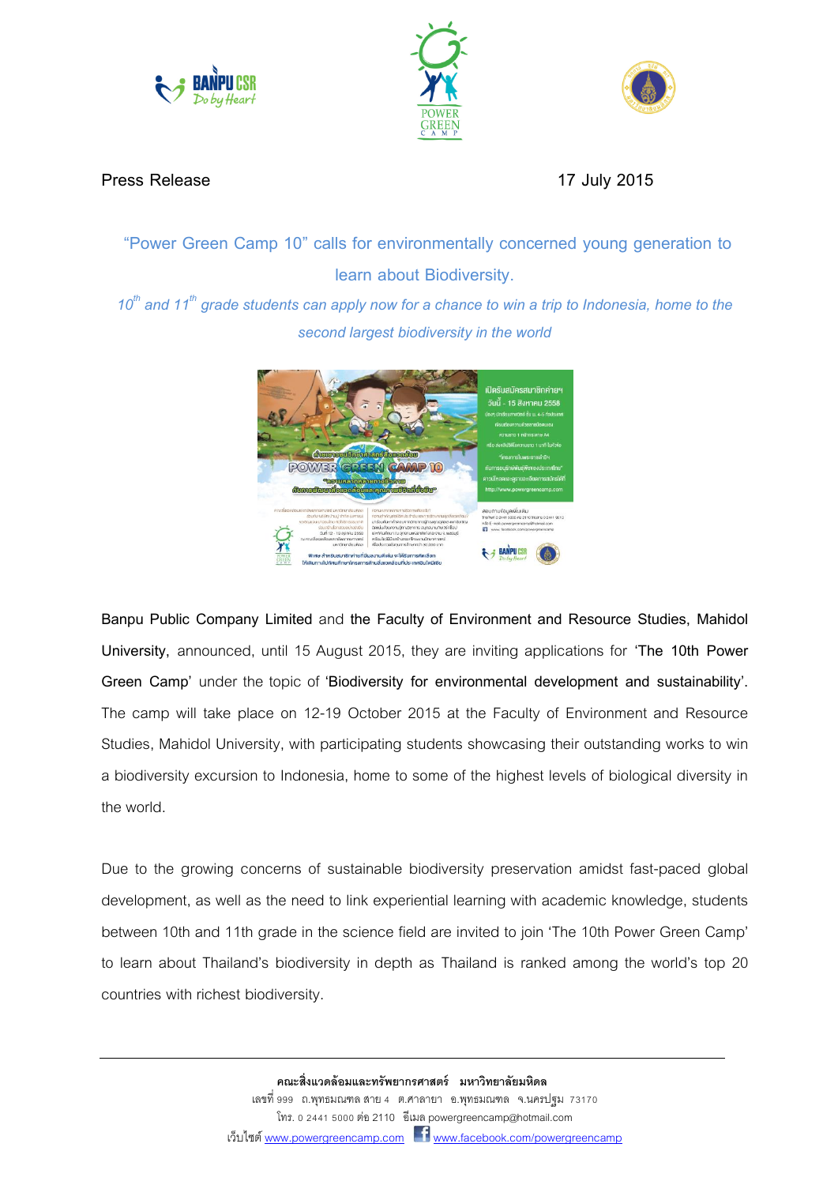Press Release 17 July 2015

## "Power Green Camp 10" calls for environmentally concerned young generation to learn about Biodiversity.

*10th and 11th grade students can apply now for a chance to win a trip to Indonesia, home to the second largest biodiversity in the world*

**Banpu Public Company Limited** and **the Faculty of Environment and Resource Studies, Mahidol University**, announced, until 15 August 2015, they are inviting applications for **'The 10th Power Green Camp'** under the topic of **'Biodiversity for environmental development and sustainability'**. The camp will take place on 12-19 October 2015 at the Faculty of Environment and Resource Studies, Mahidol University, with participating students showcasing their outstanding works to win a biodiversity excursion to Indonesia, home to some of the highest levels of biological diversity in the world.

Due to the growing concerns of sustainable biodiversity preservation amidst fast-paced global development, as well as the need to link experiential learning with academic knowledge, students between 10th and 11th grade in the science field are invited to join 'The 10th Power Green Camp' to learn about Thailand's biodiversity in depth as Thailand is ranked among the world's top 20 countries with richest biodiversity.

**คณะสิ่งแวดล้อมและทรัพยากรศาสตร์ มหาวิทยาลัยมหิดล**
เลขที่ 999 ถ.พุทธมณฑล สาย 4 ต.ศาลายา อ.พุทธมณฑล จ.นครปฐม 73170
โทร. 0 2441 5000 ต่อ 2110 อีเมล powergreencamp@hotmail.com
เว็บไซต์ www.powergreencamp.com www.facebook.com/powergreencamp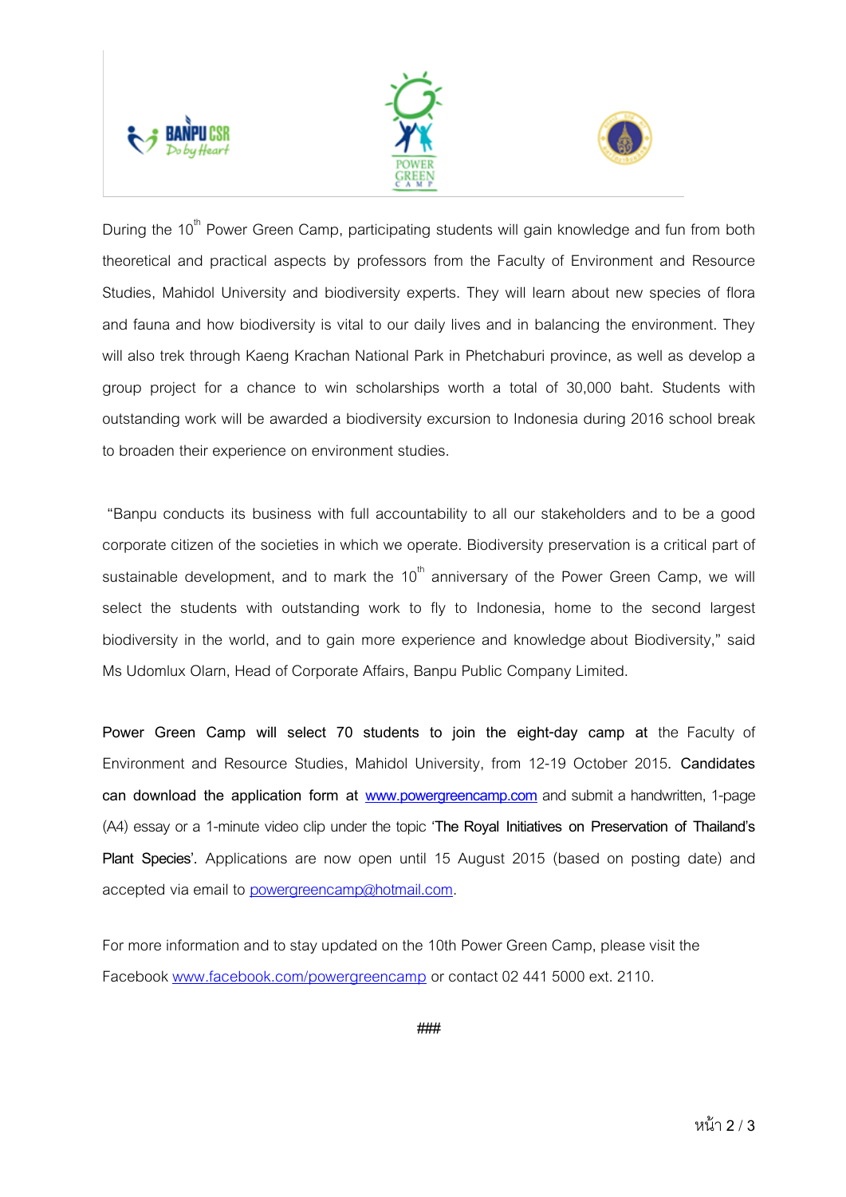During the 10th Power Green Camp, participating students will gain knowledge and fun from both theoretical and practical aspects by professors from the Faculty of Environment and Resource Studies, Mahidol University and biodiversity experts. They will learn about new species of flora and fauna and how biodiversity is vital to our daily lives and in balancing the environment. They will also trek through Kaeng Krachan National Park in Phetchaburi province, as well as develop a group project for a chance to win scholarships worth a total of 30,000 baht. Students with outstanding work will be awarded a biodiversity excursion to Indonesia during 2016 school break to broaden their experience on environment studies.

"Banpu conducts its business with full accountability to all our stakeholders and to be a good corporate citizen of the societies in which we operate. Biodiversity preservation is a critical part of sustainable development, and to mark the 10th anniversary of the Power Green Camp, we will select the students with outstanding work to fly to Indonesia, home to the second largest biodiversity in the world, and to gain more experience and knowledge about Biodiversity," said Ms Udomlux Olarn, Head of Corporate Affairs, Banpu Public Company Limited.

**Power Green Camp will select 70 students to join the eight-day camp at** the Faculty of Environment and Resource Studies, Mahidol University, from 12-19 October 2015. **Candidates can download the application form at** [www.powergreencamp.com](http://www.powergreencamp.com) and submit a handwritten, 1-page (A4) essay or a 1-minute video clip under the topic '**The Royal Initiatives on Preservation of Thailand's Plant Species**'. Applications are now open until 15 August 2015 (based on posting date) and accepted via email to [powergreencamp@hotmail.com](mailto:powergreencamp@hotmail.com).

For more information and to stay updated on the 10th Power Green Camp, please visit the Facebook [www.facebook.com/powergreencamp](http://www.facebook.com/powergreencamp) or contact 02 441 5000 ext. 2110.

###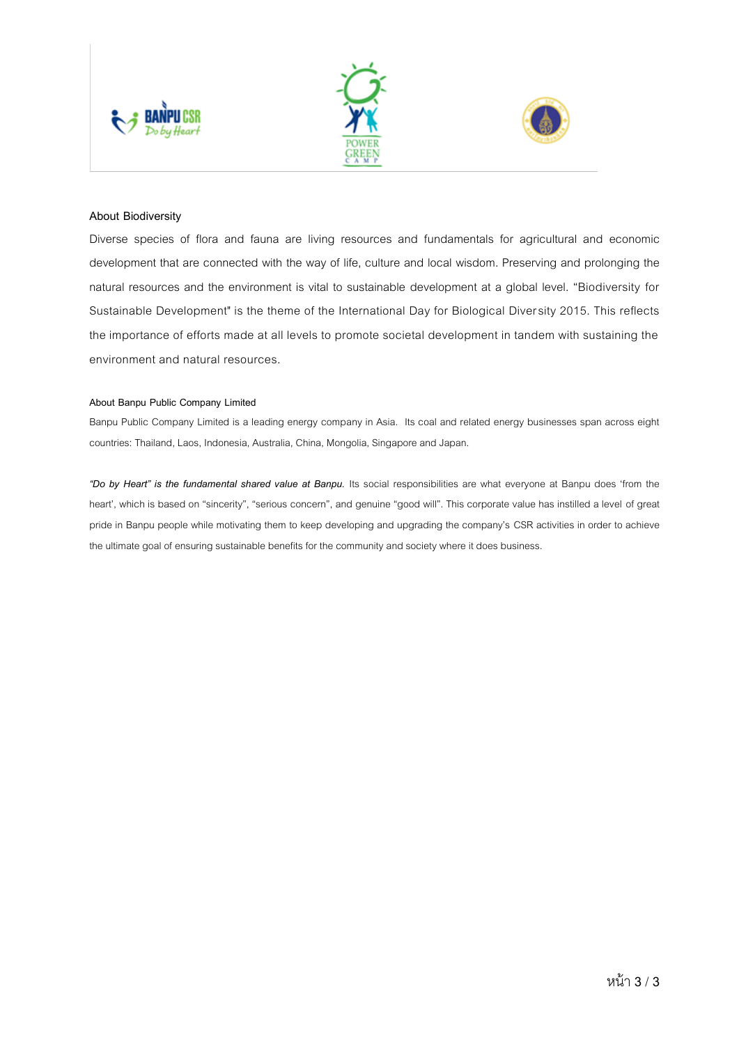## About Biodiversity

Diverse species of flora and fauna are living resources and fundamentals for agricultural and economic development that are connected with the way of life, culture and local wisdom. Preserving and prolonging the natural resources and the environment is vital to sustainable development at a global level. "Biodiversity for Sustainable Development" is the theme of the International Day for Biological Diversity 2015. This reflects the importance of efforts made at all levels to promote societal development in tandem with sustaining the environment and natural resources.

### About Banpu Public Company Limited

Banpu Public Company Limited is a leading energy company in Asia. Its coal and related energy businesses span across eight countries: Thailand, Laos, Indonesia, Australia, China, Mongolia, Singapore and Japan.

***"Do by Heart" is the fundamental shared value at Banpu.*** Its social responsibilities are what everyone at Banpu does 'from the heart', which is based on "sincerity", "serious concern", and genuine "good will". This corporate value has instilled a level of great pride in Banpu people while motivating them to keep developing and upgrading the company's CSR activities in order to achieve the ultimate goal of ensuring sustainable benefits for the community and society where it does business.